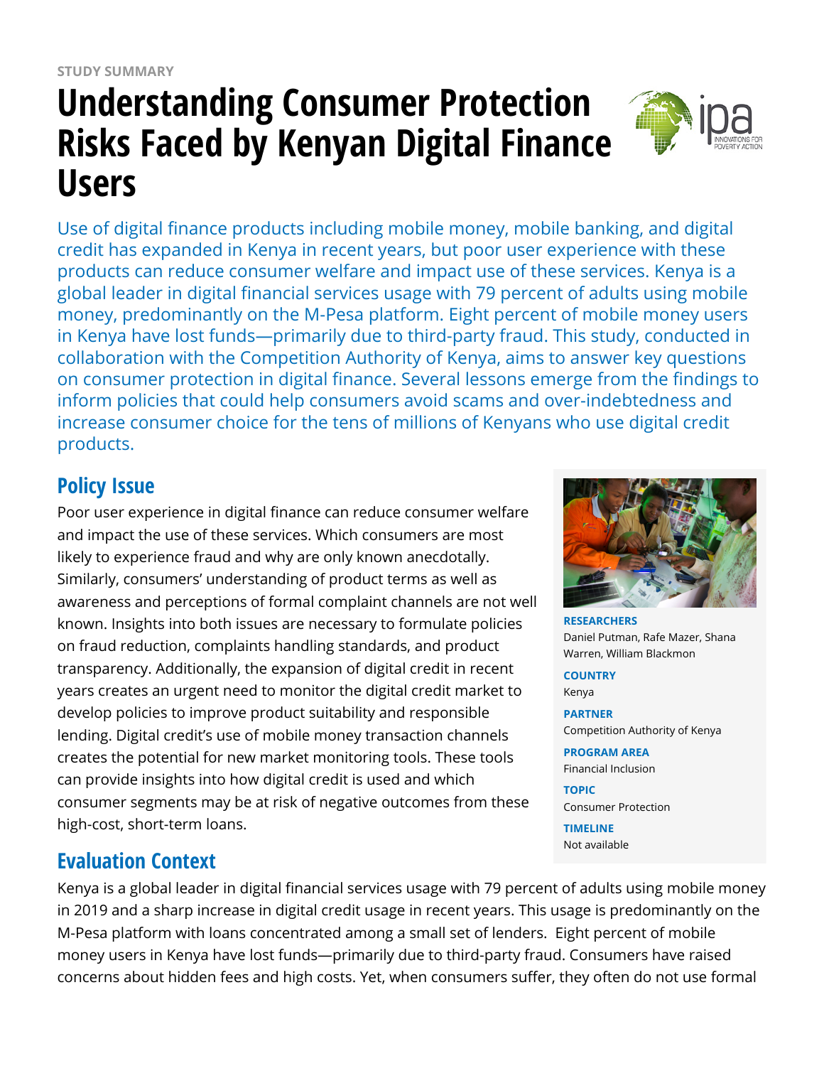STUDY SUMMARY

# Understanding Consumer Protection Risks Faced by Kenyan Digital Finance Users

Use of digital finance products including mobile money, mobile banking, and digital credit has expanded in Kenya in recent years, but poor user experience with these products can reduce consumer welfare and impact use of these services. Kenya is a global leader in digital financial services usage with 79 percent of adults using mobile money, predominantly on the M-Pesa platform. Eight percent of mobile money users in Kenya have lost funds—primarily due to third-party fraud. This study, conducted in collaboration with the Competition Authority of Kenya, aims to answer key questions on consumer protection in digital finance. Several lessons emerge from the findings to inform policies that could help consumers avoid scams and over-indebtedness and increase consumer choice for the tens of millions of Kenyans who use digital credit products.

**RESEARCHERS**
Daniel Putman, Rafe Mazer, Shana Warren, William Blackmon

**COUNTRY**
Kenya

**PARTNER**
Competition Authority of Kenya

**PROGRAM AREA**
Financial Inclusion

**TOPIC**
Consumer Protection

**TIMELINE**
Not available

## Policy Issue

Poor user experience in digital finance can reduce consumer welfare and impact the use of these services. Which consumers are most likely to experience fraud and why are only known anecdotally. Similarly, consumers' understanding of product terms as well as awareness and perceptions of formal complaint channels are not well known. Insights into both issues are necessary to formulate policies on fraud reduction, complaints handling standards, and product transparency. Additionally, the expansion of digital credit in recent years creates an urgent need to monitor the digital credit market to develop policies to improve product suitability and responsible lending. Digital credit's use of mobile money transaction channels creates the potential for new market monitoring tools. These tools can provide insights into how digital credit is used and which consumer segments may be at risk of negative outcomes from these high-cost, short-term loans.

## Evaluation Context

Kenya is a global leader in digital financial services usage with 79 percent of adults using mobile money in 2019 and a sharp increase in digital credit usage in recent years. This usage is predominantly on the M-Pesa platform with loans concentrated among a small set of lenders. Eight percent of mobile money users in Kenya have lost funds—primarily due to third-party fraud. Consumers have raised concerns about hidden fees and high costs. Yet, when consumers suffer, they often do not use formal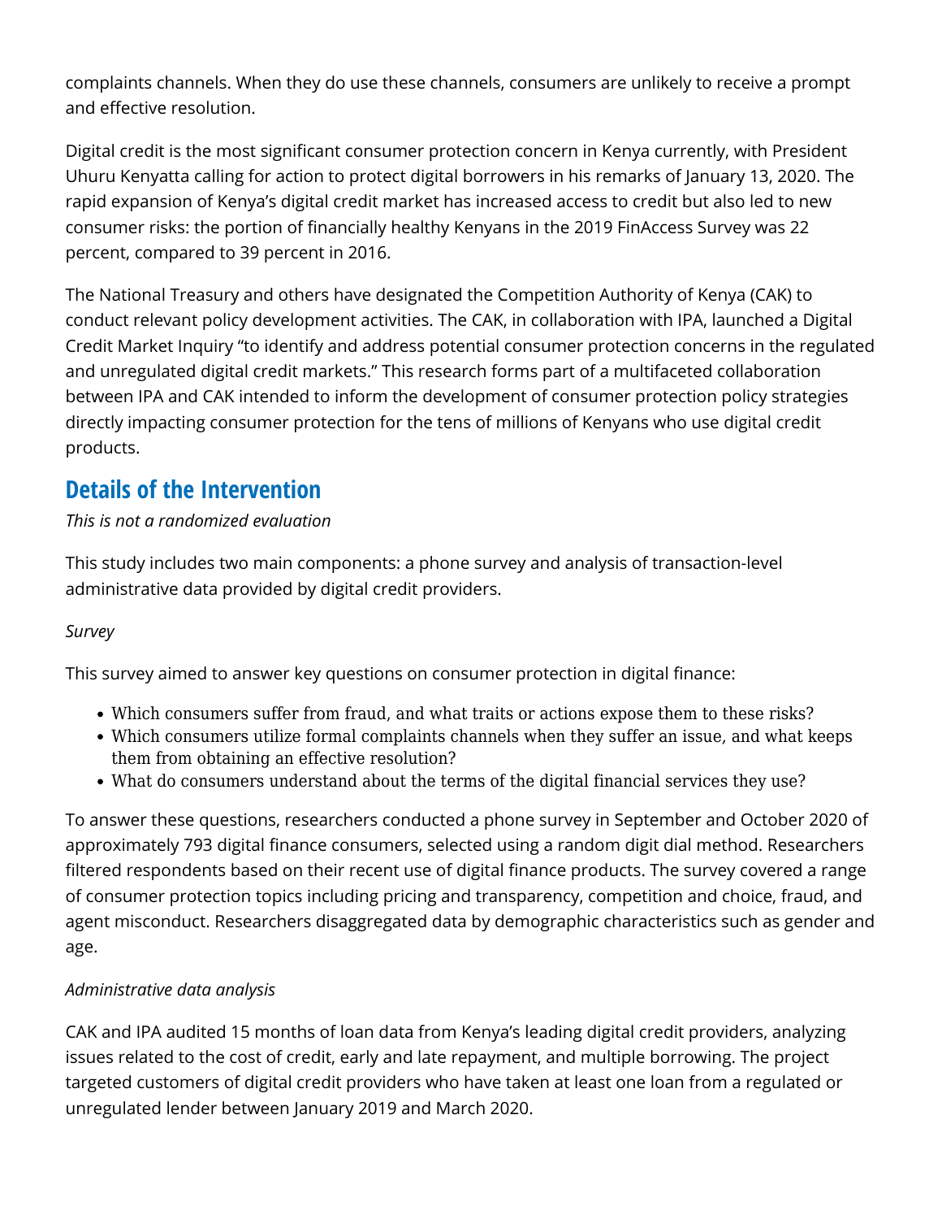complaints channels. When they do use these channels, consumers are unlikely to receive a prompt and effective resolution.

Digital credit is the most significant consumer protection concern in Kenya currently, with President Uhuru Kenyatta calling for action to protect digital borrowers in his remarks of January 13, 2020. The rapid expansion of Kenya's digital credit market has increased access to credit but also led to new consumer risks: the portion of financially healthy Kenyans in the 2019 FinAccess Survey was 22 percent, compared to 39 percent in 2016.

The National Treasury and others have designated the Competition Authority of Kenya (CAK) to conduct relevant policy development activities. The CAK, in collaboration with IPA, launched a Digital Credit Market Inquiry "to identify and address potential consumer protection concerns in the regulated and unregulated digital credit markets." This research forms part of a multifaceted collaboration between IPA and CAK intended to inform the development of consumer protection policy strategies directly impacting consumer protection for the tens of millions of Kenyans who use digital credit products.

## Details of the Intervention

*This is not a randomized evaluation*

This study includes two main components: a phone survey and analysis of transaction-level administrative data provided by digital credit providers.

*Survey*

This survey aimed to answer key questions on consumer protection in digital finance:

- Which consumers suffer from fraud, and what traits or actions expose them to these risks?
- Which consumers utilize formal complaints channels when they suffer an issue, and what keeps them from obtaining an effective resolution?
- What do consumers understand about the terms of the digital financial services they use?

To answer these questions, researchers conducted a phone survey in September and October 2020 of approximately 793 digital finance consumers, selected using a random digit dial method. Researchers filtered respondents based on their recent use of digital finance products. The survey covered a range of consumer protection topics including pricing and transparency, competition and choice, fraud, and agent misconduct. Researchers disaggregated data by demographic characteristics such as gender and age.

*Administrative data analysis*

CAK and IPA audited 15 months of loan data from Kenya's leading digital credit providers, analyzing issues related to the cost of credit, early and late repayment, and multiple borrowing. The project targeted customers of digital credit providers who have taken at least one loan from a regulated or unregulated lender between January 2019 and March 2020.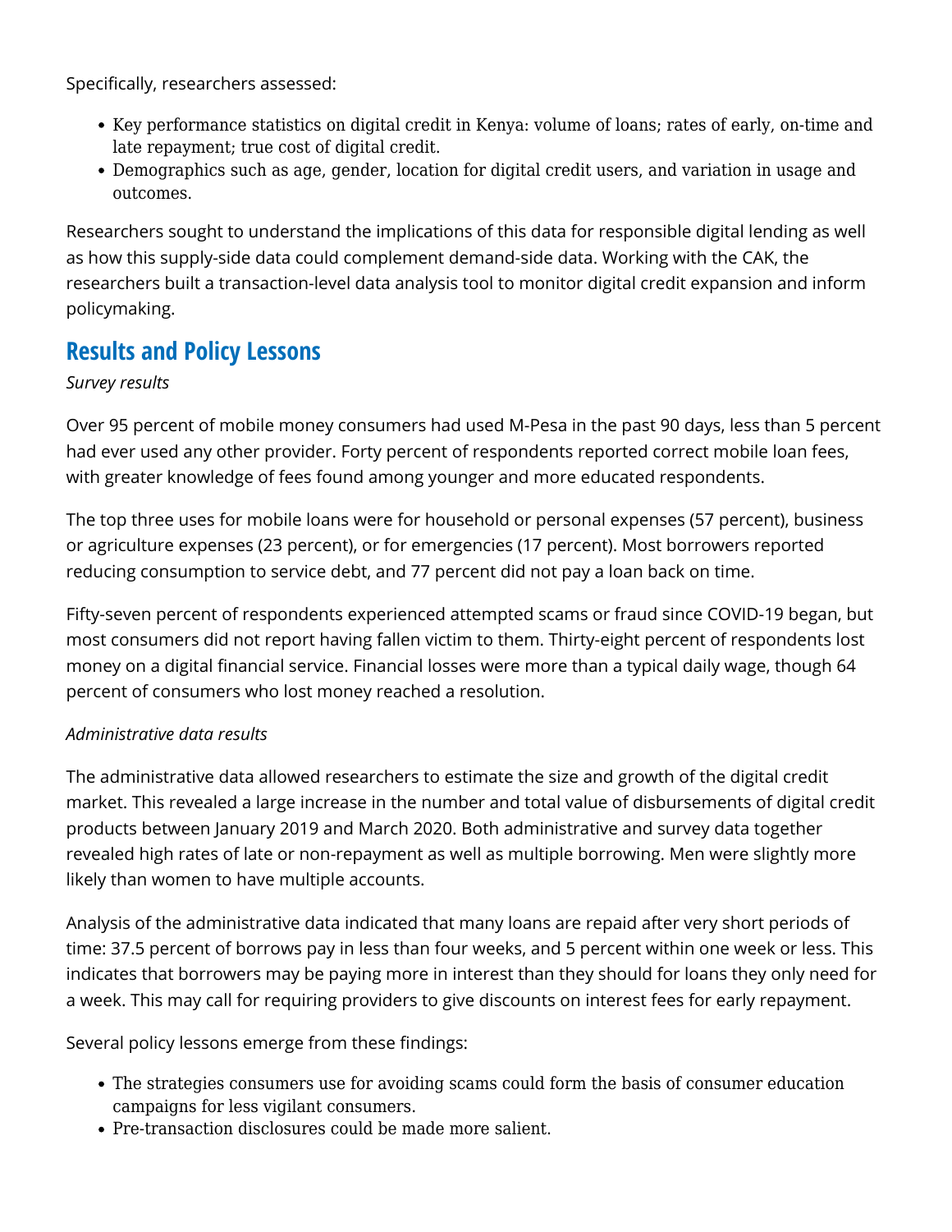Specifically, researchers assessed:

- Key performance statistics on digital credit in Kenya: volume of loans; rates of early, on-time and late repayment; true cost of digital credit.
- Demographics such as age, gender, location for digital credit users, and variation in usage and outcomes.

Researchers sought to understand the implications of this data for responsible digital lending as well as how this supply-side data could complement demand-side data. Working with the CAK, the researchers built a transaction-level data analysis tool to monitor digital credit expansion and inform policymaking.

## Results and Policy Lessons

*Survey results*

Over 95 percent of mobile money consumers had used M-Pesa in the past 90 days, less than 5 percent had ever used any other provider. Forty percent of respondents reported correct mobile loan fees, with greater knowledge of fees found among younger and more educated respondents.

The top three uses for mobile loans were for household or personal expenses (57 percent), business or agriculture expenses (23 percent), or for emergencies (17 percent). Most borrowers reported reducing consumption to service debt, and 77 percent did not pay a loan back on time.

Fifty-seven percent of respondents experienced attempted scams or fraud since COVID-19 began, but most consumers did not report having fallen victim to them. Thirty-eight percent of respondents lost money on a digital financial service. Financial losses were more than a typical daily wage, though 64 percent of consumers who lost money reached a resolution.

*Administrative data results*

The administrative data allowed researchers to estimate the size and growth of the digital credit market. This revealed a large increase in the number and total value of disbursements of digital credit products between January 2019 and March 2020. Both administrative and survey data together revealed high rates of late or non-repayment as well as multiple borrowing. Men were slightly more likely than women to have multiple accounts.

Analysis of the administrative data indicated that many loans are repaid after very short periods of time: 37.5 percent of borrows pay in less than four weeks, and 5 percent within one week or less. This indicates that borrowers may be paying more in interest than they should for loans they only need for a week. This may call for requiring providers to give discounts on interest fees for early repayment.

Several policy lessons emerge from these findings:

- The strategies consumers use for avoiding scams could form the basis of consumer education campaigns for less vigilant consumers.
- Pre-transaction disclosures could be made more salient.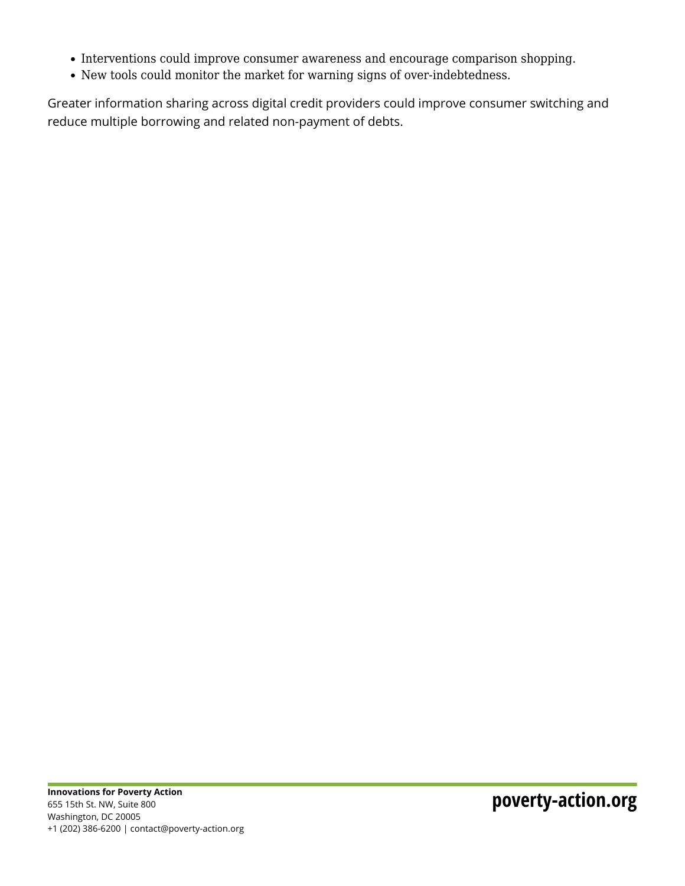- Interventions could improve consumer awareness and encourage comparison shopping.
- New tools could monitor the market for warning signs of over-indebtedness.

Greater information sharing across digital credit providers could improve consumer switching and reduce multiple borrowing and related non-payment of debts.